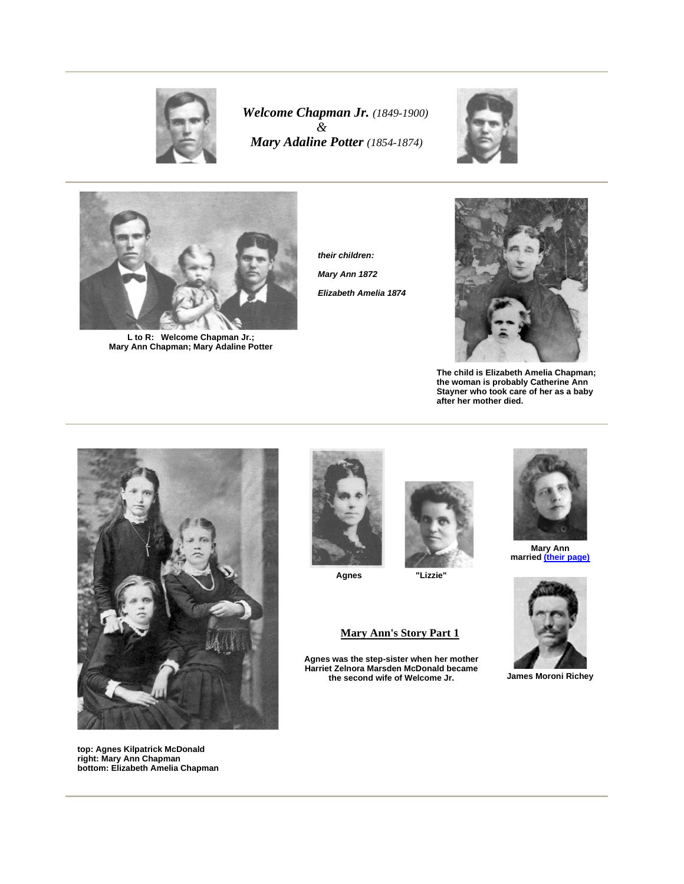# *Welcome Chapman Jr.* *(1849-1900)* & *Mary Adaline Potter* *(1854-1874)*

**L to R: Welcome Chapman Jr.; Mary Ann Chapman; Mary Adaline Potter**

***their children:***

***Mary Ann 1872***

***Elizabeth Amelia 1874***

**The child is Elizabeth Amelia Chapman; the woman is probably Catherine Ann Stayner who took care of her as a baby after her mother died.**

**top: Agnes Kilpatrick McDonald**
**right: Mary Ann Chapman**
**bottom: Elizabeth Amelia Chapman**

**Agnes**

**"Lizzie"**

**Mary Ann married [(their page)]**

**James Moroni Richey**

## Mary Ann's Story Part 1

**Agnes was the step-sister when her mother Harriet Zelnora Marsden McDonald became the second wife of Welcome Jr.**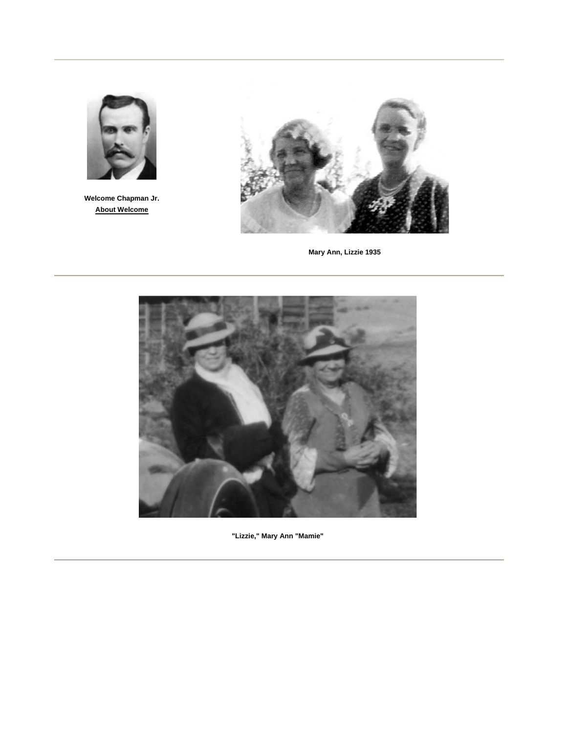---

**Welcome Chapman Jr.**
**About Welcome**

**Mary Ann, Lizzie 1935**

---

**"Lizzie," Mary Ann "Mamie"**

---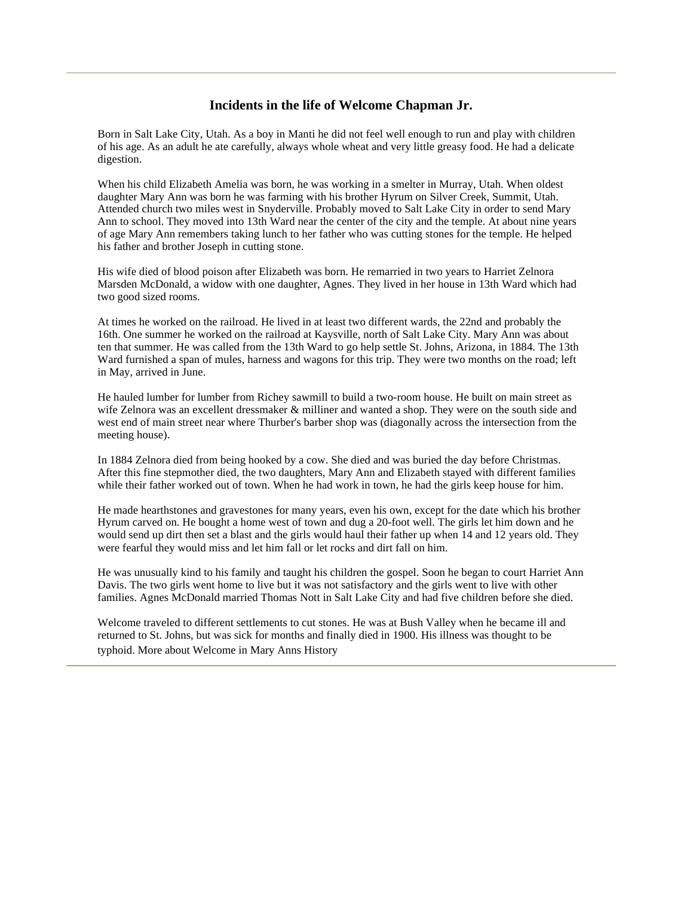### Incidents in the life of Welcome Chapman Jr.

Born in Salt Lake City, Utah. As a boy in Manti he did not feel well enough to run and play with children of his age. As an adult he ate carefully, always whole wheat and very little greasy food. He had a delicate digestion.

When his child Elizabeth Amelia was born, he was working in a smelter in Murray, Utah. When oldest daughter Mary Ann was born he was farming with his brother Hyrum on Silver Creek, Summit, Utah. Attended church two miles west in Snyderville. Probably moved to Salt Lake City in order to send Mary Ann to school. They moved into 13th Ward near the center of the city and the temple. At about nine years of age Mary Ann remembers taking lunch to her father who was cutting stones for the temple. He helped his father and brother Joseph in cutting stone.

His wife died of blood poison after Elizabeth was born. He remarried in two years to Harriet Zelnora Marsden McDonald, a widow with one daughter, Agnes. They lived in her house in 13th Ward which had two good sized rooms.

At times he worked on the railroad. He lived in at least two different wards, the 22nd and probably the 16th. One summer he worked on the railroad at Kaysville, north of Salt Lake City. Mary Ann was about ten that summer. He was called from the 13th Ward to go help settle St. Johns, Arizona, in 1884. The 13th Ward furnished a span of mules, harness and wagons for this trip. They were two months on the road; left in May, arrived in June.

He hauled lumber for lumber from Richey sawmill to build a two-room house. He built on main street as wife Zelnora was an excellent dressmaker & milliner and wanted a shop. They were on the south side and west end of main street near where Thurber's barber shop was (diagonally across the intersection from the meeting house).

In 1884 Zelnora died from being hooked by a cow. She died and was buried the day before Christmas. After this fine stepmother died, the two daughters, Mary Ann and Elizabeth stayed with different families while their father worked out of town. When he had work in town, he had the girls keep house for him.

He made hearthstones and gravestones for many years, even his own, except for the date which his brother Hyrum carved on. He bought a home west of town and dug a 20-foot well. The girls let him down and he would send up dirt then set a blast and the girls would haul their father up when 14 and 12 years old. They were fearful they would miss and let him fall or let rocks and dirt fall on him.

He was unusually kind to his family and taught his children the gospel. Soon he began to court Harriet Ann Davis. The two girls went home to live but it was not satisfactory and the girls went to live with other families. Agnes McDonald married Thomas Nott in Salt Lake City and had five children before she died.

Welcome traveled to different settlements to cut stones. He was at Bush Valley when he became ill and returned to St. Johns, but was sick for months and finally died in 1900. His illness was thought to be typhoid. More about Welcome in Mary Anns History